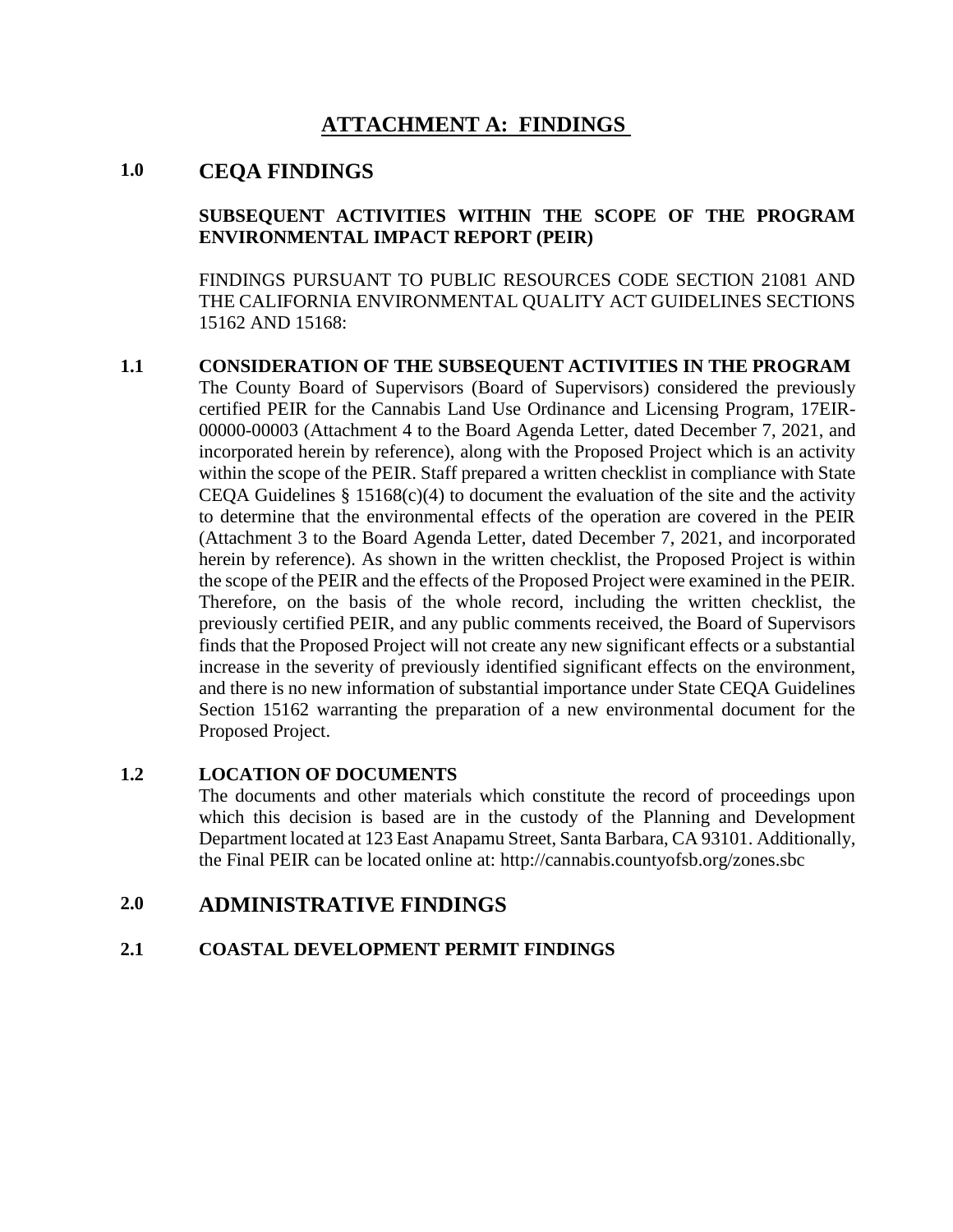# ATTACHMENT A: FINDINGS

## 1.0 CEQA FINDINGS

**SUBSEQUENT ACTIVITIES WITHIN THE SCOPE OF THE PROGRAM ENVIRONMENTAL IMPACT REPORT (PEIR)**

FINDINGS PURSUANT TO PUBLIC RESOURCES CODE SECTION 21081 AND THE CALIFORNIA ENVIRONMENTAL QUALITY ACT GUIDELINES SECTIONS 15162 AND 15168:

### 1.1 CONSIDERATION OF THE SUBSEQUENT ACTIVITIES IN THE PROGRAM

The County Board of Supervisors (Board of Supervisors) considered the previously certified PEIR for the Cannabis Land Use Ordinance and Licensing Program, 17EIR-00000-00003 (Attachment 4 to the Board Agenda Letter, dated December 7, 2021, and incorporated herein by reference), along with the Proposed Project which is an activity within the scope of the PEIR. Staff prepared a written checklist in compliance with State CEQA Guidelines § 15168(c)(4) to document the evaluation of the site and the activity to determine that the environmental effects of the operation are covered in the PEIR (Attachment 3 to the Board Agenda Letter, dated December 7, 2021, and incorporated herein by reference). As shown in the written checklist, the Proposed Project is within the scope of the PEIR and the effects of the Proposed Project were examined in the PEIR. Therefore, on the basis of the whole record, including the written checklist, the previously certified PEIR, and any public comments received, the Board of Supervisors finds that the Proposed Project will not create any new significant effects or a substantial increase in the severity of previously identified significant effects on the environment, and there is no new information of substantial importance under State CEQA Guidelines Section 15162 warranting the preparation of a new environmental document for the Proposed Project.

### 1.2 LOCATION OF DOCUMENTS

The documents and other materials which constitute the record of proceedings upon which this decision is based are in the custody of the Planning and Development Department located at 123 East Anapamu Street, Santa Barbara, CA 93101. Additionally, the Final PEIR can be located online at: http://cannabis.countyofsb.org/zones.sbc

## 2.0 ADMINISTRATIVE FINDINGS

### 2.1 COASTAL DEVELOPMENT PERMIT FINDINGS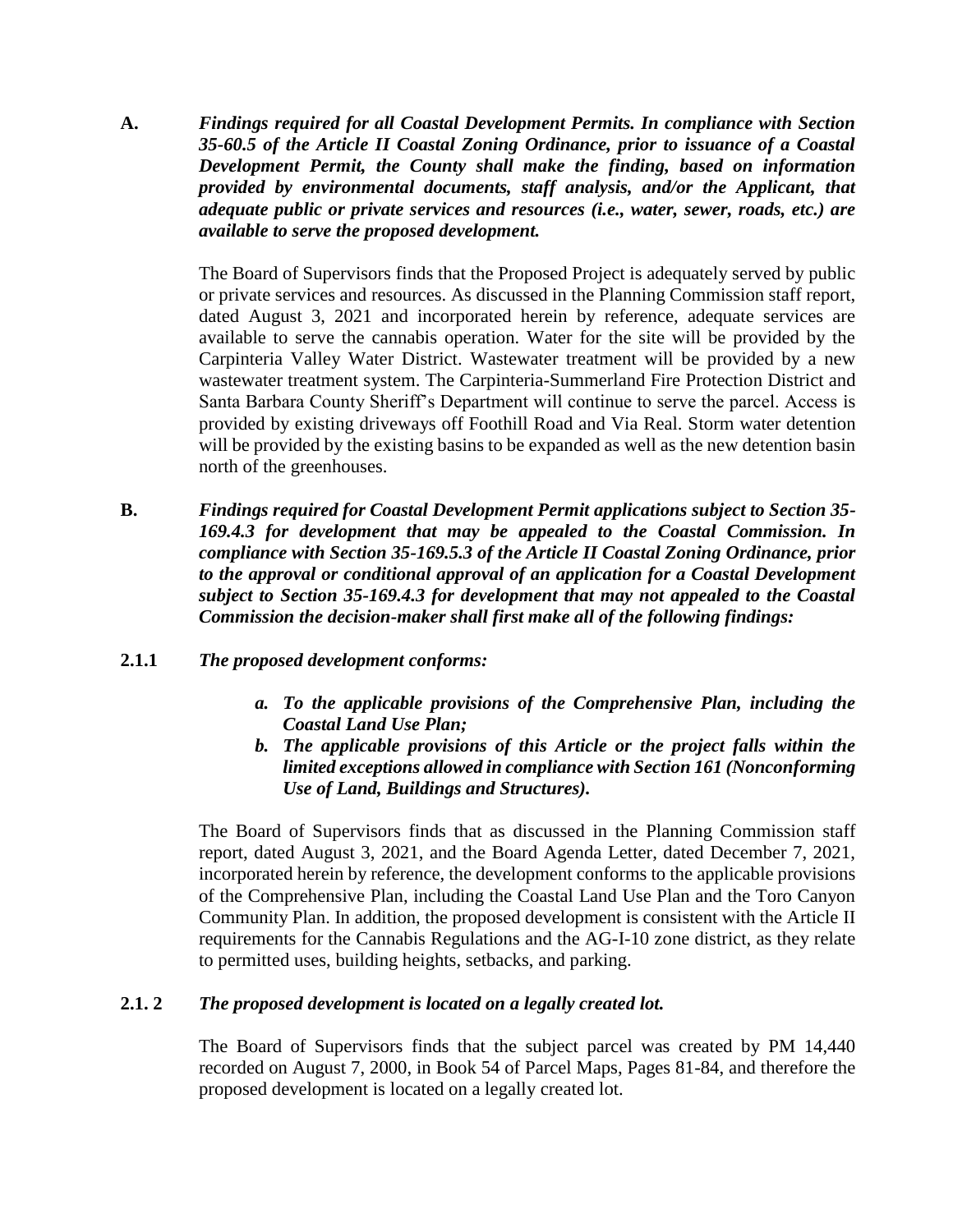**A.** ***Findings required for all Coastal Development Permits. In compliance with Section 35-60.5 of the Article II Coastal Zoning Ordinance, prior to issuance of a Coastal Development Permit, the County shall make the finding, based on information provided by environmental documents, staff analysis, and/or the Applicant, that adequate public or private services and resources (i.e., water, sewer, roads, etc.) are available to serve the proposed development.***

The Board of Supervisors finds that the Proposed Project is adequately served by public or private services and resources. As discussed in the Planning Commission staff report, dated August 3, 2021 and incorporated herein by reference, adequate services are available to serve the cannabis operation. Water for the site will be provided by the Carpinteria Valley Water District. Wastewater treatment will be provided by a new wastewater treatment system. The Carpinteria-Summerland Fire Protection District and Santa Barbara County Sheriff's Department will continue to serve the parcel. Access is provided by existing driveways off Foothill Road and Via Real. Storm water detention will be provided by the existing basins to be expanded as well as the new detention basin north of the greenhouses.

**B.** ***Findings required for Coastal Development Permit applications subject to Section 35-169.4.3 for development that may be appealed to the Coastal Commission. In compliance with Section 35-169.5.3 of the Article II Coastal Zoning Ordinance, prior to the approval or conditional approval of an application for a Coastal Development subject to Section 35-169.4.3 for development that may not appealed to the Coastal Commission the decision-maker shall first make all of the following findings:***

**2.1.1** ***The proposed development conforms:***

- ***a. To the applicable provisions of the Comprehensive Plan, including the Coastal Land Use Plan;***
- ***b. The applicable provisions of this Article or the project falls within the limited exceptions allowed in compliance with Section 161 (Nonconforming Use of Land, Buildings and Structures).***

The Board of Supervisors finds that as discussed in the Planning Commission staff report, dated August 3, 2021, and the Board Agenda Letter, dated December 7, 2021, incorporated herein by reference, the development conforms to the applicable provisions of the Comprehensive Plan, including the Coastal Land Use Plan and the Toro Canyon Community Plan. In addition, the proposed development is consistent with the Article II requirements for the Cannabis Regulations and the AG-I-10 zone district, as they relate to permitted uses, building heights, setbacks, and parking.

**2.1. 2** ***The proposed development is located on a legally created lot.***

The Board of Supervisors finds that the subject parcel was created by PM 14,440 recorded on August 7, 2000, in Book 54 of Parcel Maps, Pages 81-84, and therefore the proposed development is located on a legally created lot.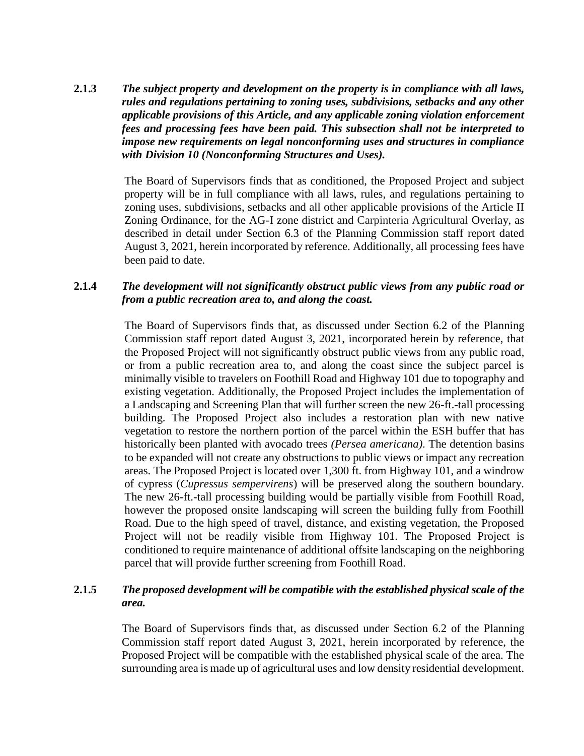**2.1.3** ***The subject property and development on the property is in compliance with all laws, rules and regulations pertaining to zoning uses, subdivisions, setbacks and any other applicable provisions of this Article, and any applicable zoning violation enforcement fees and processing fees have been paid. This subsection shall not be interpreted to impose new requirements on legal nonconforming uses and structures in compliance with Division 10 (Nonconforming Structures and Uses).***

The Board of Supervisors finds that as conditioned, the Proposed Project and subject property will be in full compliance with all laws, rules, and regulations pertaining to zoning uses, subdivisions, setbacks and all other applicable provisions of the Article II Zoning Ordinance, for the AG-I zone district and Carpinteria Agricultural Overlay, as described in detail under Section 6.3 of the Planning Commission staff report dated August 3, 2021, herein incorporated by reference. Additionally, all processing fees have been paid to date.

**2.1.4** ***The development will not significantly obstruct public views from any public road or from a public recreation area to, and along the coast.***

The Board of Supervisors finds that, as discussed under Section 6.2 of the Planning Commission staff report dated August 3, 2021, incorporated herein by reference, that the Proposed Project will not significantly obstruct public views from any public road, or from a public recreation area to, and along the coast since the subject parcel is minimally visible to travelers on Foothill Road and Highway 101 due to topography and existing vegetation. Additionally, the Proposed Project includes the implementation of a Landscaping and Screening Plan that will further screen the new 26-ft.-tall processing building. The Proposed Project also includes a restoration plan with new native vegetation to restore the northern portion of the parcel within the ESH buffer that has historically been planted with avocado trees *(Persea americana)*. The detention basins to be expanded will not create any obstructions to public views or impact any recreation areas. The Proposed Project is located over 1,300 ft. from Highway 101, and a windrow of cypress (*Cupressus sempervirens*) will be preserved along the southern boundary. The new 26-ft.-tall processing building would be partially visible from Foothill Road, however the proposed onsite landscaping will screen the building fully from Foothill Road. Due to the high speed of travel, distance, and existing vegetation, the Proposed Project will not be readily visible from Highway 101. The Proposed Project is conditioned to require maintenance of additional offsite landscaping on the neighboring parcel that will provide further screening from Foothill Road.

**2.1.5** ***The proposed development will be compatible with the established physical scale of the area.***

The Board of Supervisors finds that, as discussed under Section 6.2 of the Planning Commission staff report dated August 3, 2021, herein incorporated by reference, the Proposed Project will be compatible with the established physical scale of the area. The surrounding area is made up of agricultural uses and low density residential development.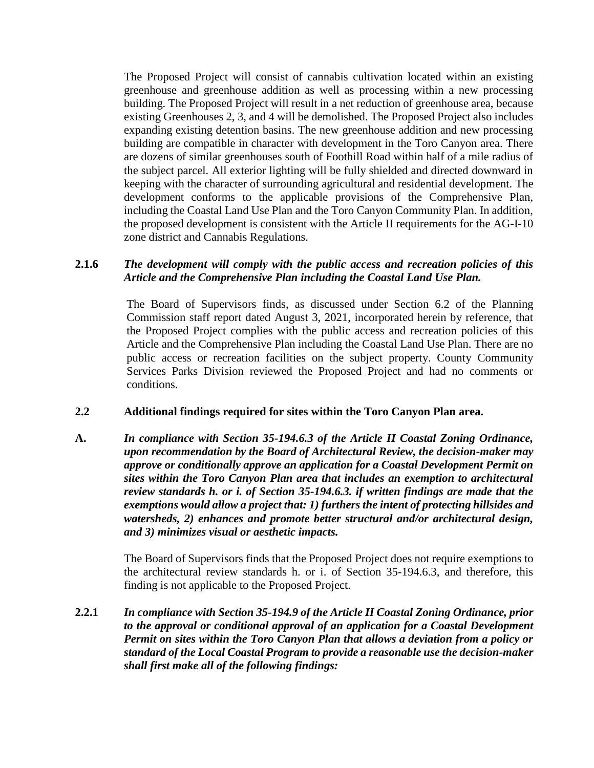The Proposed Project will consist of cannabis cultivation located within an existing greenhouse and greenhouse addition as well as processing within a new processing building. The Proposed Project will result in a net reduction of greenhouse area, because existing Greenhouses 2, 3, and 4 will be demolished. The Proposed Project also includes expanding existing detention basins. The new greenhouse addition and new processing building are compatible in character with development in the Toro Canyon area. There are dozens of similar greenhouses south of Foothill Road within half of a mile radius of the subject parcel. All exterior lighting will be fully shielded and directed downward in keeping with the character of surrounding agricultural and residential development. The development conforms to the applicable provisions of the Comprehensive Plan, including the Coastal Land Use Plan and the Toro Canyon Community Plan. In addition, the proposed development is consistent with the Article II requirements for the AG-I-10 zone district and Cannabis Regulations.

**2.1.6** ***The development will comply with the public access and recreation policies of this Article and the Comprehensive Plan including the Coastal Land Use Plan.***

The Board of Supervisors finds, as discussed under Section 6.2 of the Planning Commission staff report dated August 3, 2021, incorporated herein by reference, that the Proposed Project complies with the public access and recreation policies of this Article and the Comprehensive Plan including the Coastal Land Use Plan. There are no public access or recreation facilities on the subject property. County Community Services Parks Division reviewed the Proposed Project and had no comments or conditions.

**2.2 Additional findings required for sites within the Toro Canyon Plan area.**

**A.** ***In compliance with Section 35-194.6.3 of the Article II Coastal Zoning Ordinance, upon recommendation by the Board of Architectural Review, the decision-maker may approve or conditionally approve an application for a Coastal Development Permit on sites within the Toro Canyon Plan area that includes an exemption to architectural review standards h. or i. of Section 35-194.6.3. if written findings are made that the exemptions would allow a project that: 1) furthers the intent of protecting hillsides and watersheds, 2) enhances and promote better structural and/or architectural design, and 3) minimizes visual or aesthetic impacts.***

The Board of Supervisors finds that the Proposed Project does not require exemptions to the architectural review standards h. or i. of Section 35-194.6.3, and therefore, this finding is not applicable to the Proposed Project.

**2.2.1** ***In compliance with Section 35-194.9 of the Article II Coastal Zoning Ordinance, prior to the approval or conditional approval of an application for a Coastal Development Permit on sites within the Toro Canyon Plan that allows a deviation from a policy or standard of the Local Coastal Program to provide a reasonable use the decision-maker shall first make all of the following findings:***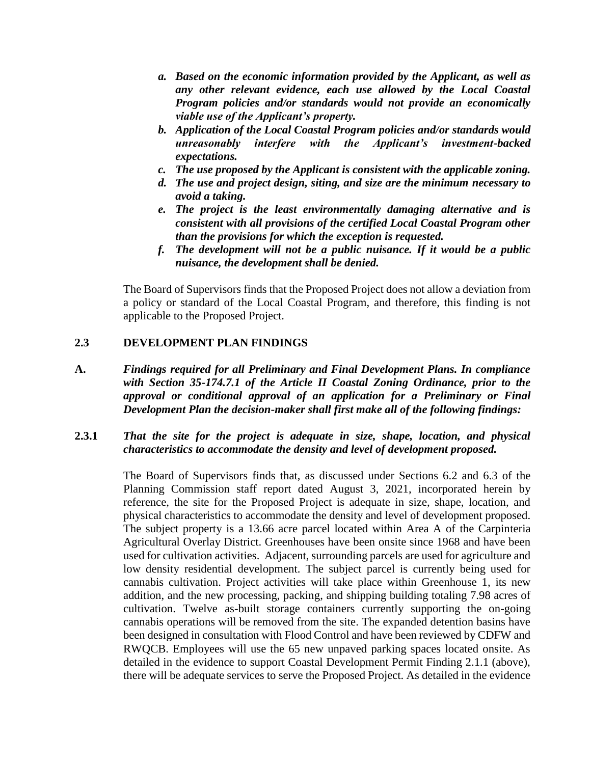- ***a. Based on the economic information provided by the Applicant, as well as any other relevant evidence, each use allowed by the Local Coastal Program policies and/or standards would not provide an economically viable use of the Applicant's property.***
- ***b. Application of the Local Coastal Program policies and/or standards would unreasonably interfere with the Applicant's investment-backed expectations.***
- ***c. The use proposed by the Applicant is consistent with the applicable zoning.***
- ***d. The use and project design, siting, and size are the minimum necessary to avoid a taking.***
- ***e. The project is the least environmentally damaging alternative and is consistent with all provisions of the certified Local Coastal Program other than the provisions for which the exception is requested.***
- ***f. The development will not be a public nuisance. If it would be a public nuisance, the development shall be denied.***

The Board of Supervisors finds that the Proposed Project does not allow a deviation from a policy or standard of the Local Coastal Program, and therefore, this finding is not applicable to the Proposed Project.

## 2.3 DEVELOPMENT PLAN FINDINGS

**A.** ***Findings required for all Preliminary and Final Development Plans. In compliance with Section 35-174.7.1 of the Article II Coastal Zoning Ordinance, prior to the approval or conditional approval of an application for a Preliminary or Final Development Plan the decision-maker shall first make all of the following findings:***

### 2.3.1 *That the site for the project is adequate in size, shape, location, and physical characteristics to accommodate the density and level of development proposed.*

The Board of Supervisors finds that, as discussed under Sections 6.2 and 6.3 of the Planning Commission staff report dated August 3, 2021, incorporated herein by reference, the site for the Proposed Project is adequate in size, shape, location, and physical characteristics to accommodate the density and level of development proposed. The subject property is a 13.66 acre parcel located within Area A of the Carpinteria Agricultural Overlay District. Greenhouses have been onsite since 1968 and have been used for cultivation activities. Adjacent, surrounding parcels are used for agriculture and low density residential development. The subject parcel is currently being used for cannabis cultivation. Project activities will take place within Greenhouse 1, its new addition, and the new processing, packing, and shipping building totaling 7.98 acres of cultivation. Twelve as-built storage containers currently supporting the on-going cannabis operations will be removed from the site. The expanded detention basins have been designed in consultation with Flood Control and have been reviewed by CDFW and RWQCB. Employees will use the 65 new unpaved parking spaces located onsite. As detailed in the evidence to support Coastal Development Permit Finding 2.1.1 (above), there will be adequate services to serve the Proposed Project. As detailed in the evidence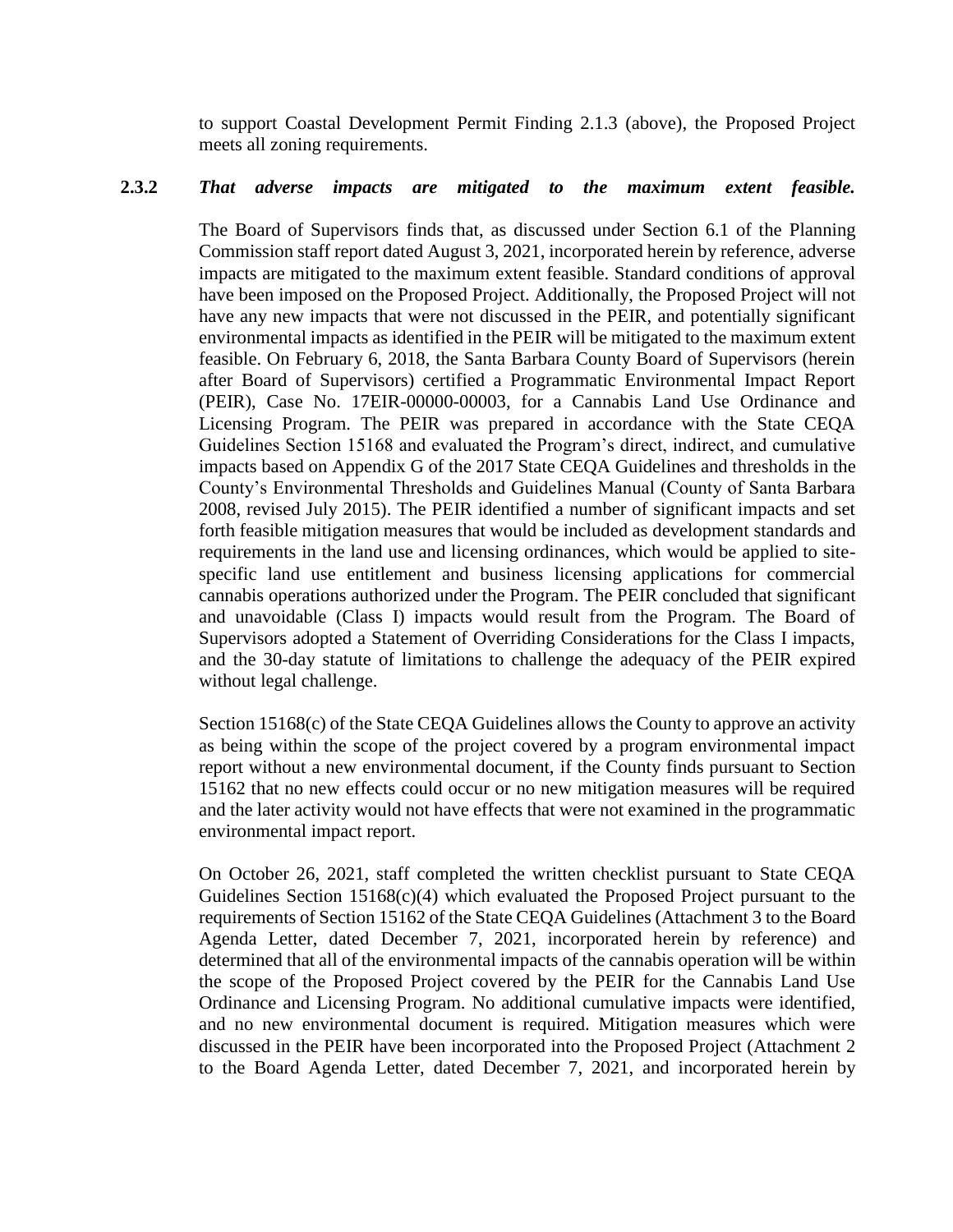to support Coastal Development Permit Finding 2.1.3 (above), the Proposed Project meets all zoning requirements.

**2.3.2** ***That adverse impacts are mitigated to the maximum extent feasible.***

The Board of Supervisors finds that, as discussed under Section 6.1 of the Planning Commission staff report dated August 3, 2021, incorporated herein by reference, adverse impacts are mitigated to the maximum extent feasible. Standard conditions of approval have been imposed on the Proposed Project. Additionally, the Proposed Project will not have any new impacts that were not discussed in the PEIR, and potentially significant environmental impacts as identified in the PEIR will be mitigated to the maximum extent feasible. On February 6, 2018, the Santa Barbara County Board of Supervisors (herein after Board of Supervisors) certified a Programmatic Environmental Impact Report (PEIR), Case No. 17EIR-00000-00003, for a Cannabis Land Use Ordinance and Licensing Program. The PEIR was prepared in accordance with the State CEQA Guidelines Section 15168 and evaluated the Program's direct, indirect, and cumulative impacts based on Appendix G of the 2017 State CEQA Guidelines and thresholds in the County's Environmental Thresholds and Guidelines Manual (County of Santa Barbara 2008, revised July 2015). The PEIR identified a number of significant impacts and set forth feasible mitigation measures that would be included as development standards and requirements in the land use and licensing ordinances, which would be applied to site-specific land use entitlement and business licensing applications for commercial cannabis operations authorized under the Program. The PEIR concluded that significant and unavoidable (Class I) impacts would result from the Program. The Board of Supervisors adopted a Statement of Overriding Considerations for the Class I impacts, and the 30-day statute of limitations to challenge the adequacy of the PEIR expired without legal challenge.

Section 15168(c) of the State CEQA Guidelines allows the County to approve an activity as being within the scope of the project covered by a program environmental impact report without a new environmental document, if the County finds pursuant to Section 15162 that no new effects could occur or no new mitigation measures will be required and the later activity would not have effects that were not examined in the programmatic environmental impact report.

On October 26, 2021, staff completed the written checklist pursuant to State CEQA Guidelines Section 15168(c)(4) which evaluated the Proposed Project pursuant to the requirements of Section 15162 of the State CEQA Guidelines (Attachment 3 to the Board Agenda Letter, dated December 7, 2021, incorporated herein by reference) and determined that all of the environmental impacts of the cannabis operation will be within the scope of the Proposed Project covered by the PEIR for the Cannabis Land Use Ordinance and Licensing Program. No additional cumulative impacts were identified, and no new environmental document is required. Mitigation measures which were discussed in the PEIR have been incorporated into the Proposed Project (Attachment 2 to the Board Agenda Letter, dated December 7, 2021, and incorporated herein by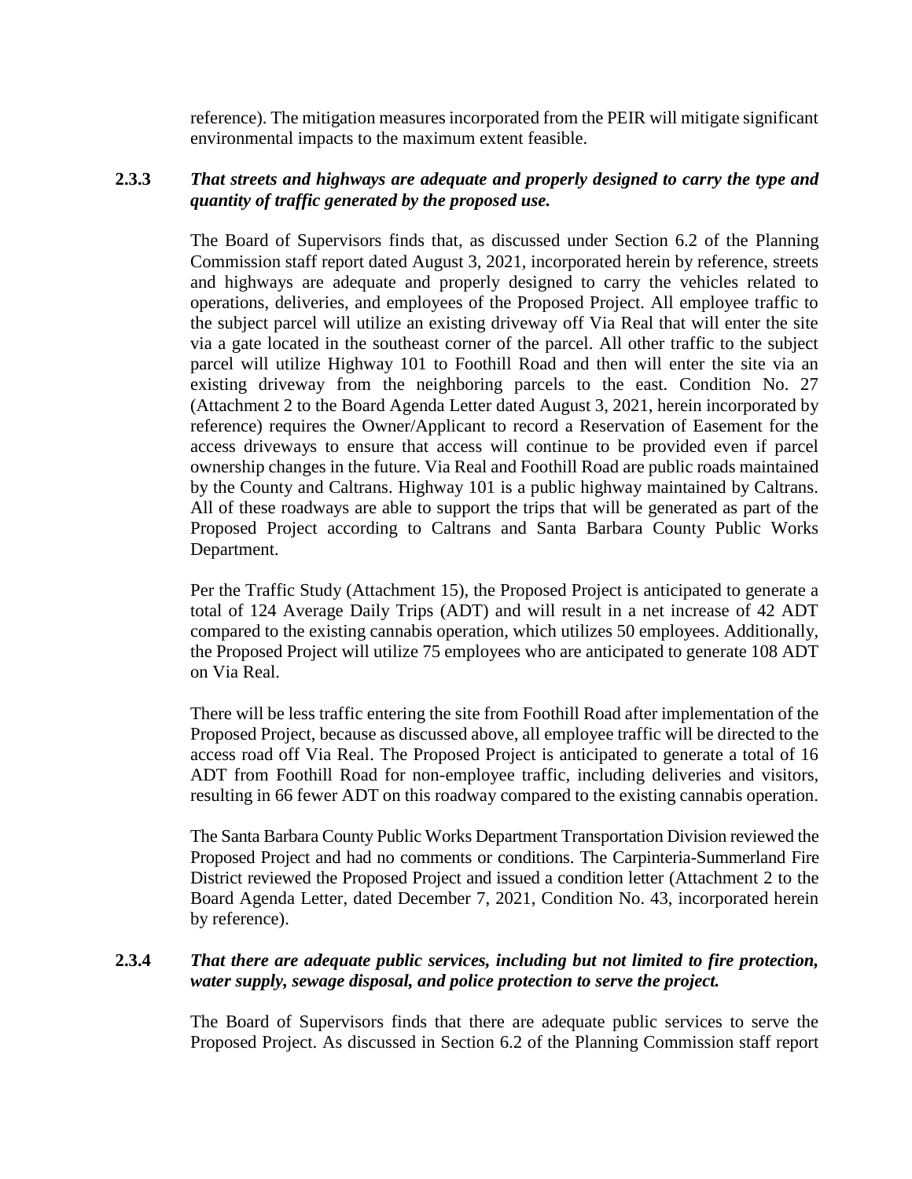reference). The mitigation measures incorporated from the PEIR will mitigate significant environmental impacts to the maximum extent feasible.

**2.3.3** ***That streets and highways are adequate and properly designed to carry the type and quantity of traffic generated by the proposed use.***

The Board of Supervisors finds that, as discussed under Section 6.2 of the Planning Commission staff report dated August 3, 2021, incorporated herein by reference, streets and highways are adequate and properly designed to carry the vehicles related to operations, deliveries, and employees of the Proposed Project. All employee traffic to the subject parcel will utilize an existing driveway off Via Real that will enter the site via a gate located in the southeast corner of the parcel. All other traffic to the subject parcel will utilize Highway 101 to Foothill Road and then will enter the site via an existing driveway from the neighboring parcels to the east. Condition No. 27 (Attachment 2 to the Board Agenda Letter dated August 3, 2021, herein incorporated by reference) requires the Owner/Applicant to record a Reservation of Easement for the access driveways to ensure that access will continue to be provided even if parcel ownership changes in the future. Via Real and Foothill Road are public roads maintained by the County and Caltrans. Highway 101 is a public highway maintained by Caltrans. All of these roadways are able to support the trips that will be generated as part of the Proposed Project according to Caltrans and Santa Barbara County Public Works Department.

Per the Traffic Study (Attachment 15), the Proposed Project is anticipated to generate a total of 124 Average Daily Trips (ADT) and will result in a net increase of 42 ADT compared to the existing cannabis operation, which utilizes 50 employees. Additionally, the Proposed Project will utilize 75 employees who are anticipated to generate 108 ADT on Via Real.

There will be less traffic entering the site from Foothill Road after implementation of the Proposed Project, because as discussed above, all employee traffic will be directed to the access road off Via Real. The Proposed Project is anticipated to generate a total of 16 ADT from Foothill Road for non-employee traffic, including deliveries and visitors, resulting in 66 fewer ADT on this roadway compared to the existing cannabis operation.

The Santa Barbara County Public Works Department Transportation Division reviewed the Proposed Project and had no comments or conditions. The Carpinteria-Summerland Fire District reviewed the Proposed Project and issued a condition letter (Attachment 2 to the Board Agenda Letter, dated December 7, 2021, Condition No. 43, incorporated herein by reference).

**2.3.4** ***That there are adequate public services, including but not limited to fire protection, water supply, sewage disposal, and police protection to serve the project.***

The Board of Supervisors finds that there are adequate public services to serve the Proposed Project. As discussed in Section 6.2 of the Planning Commission staff report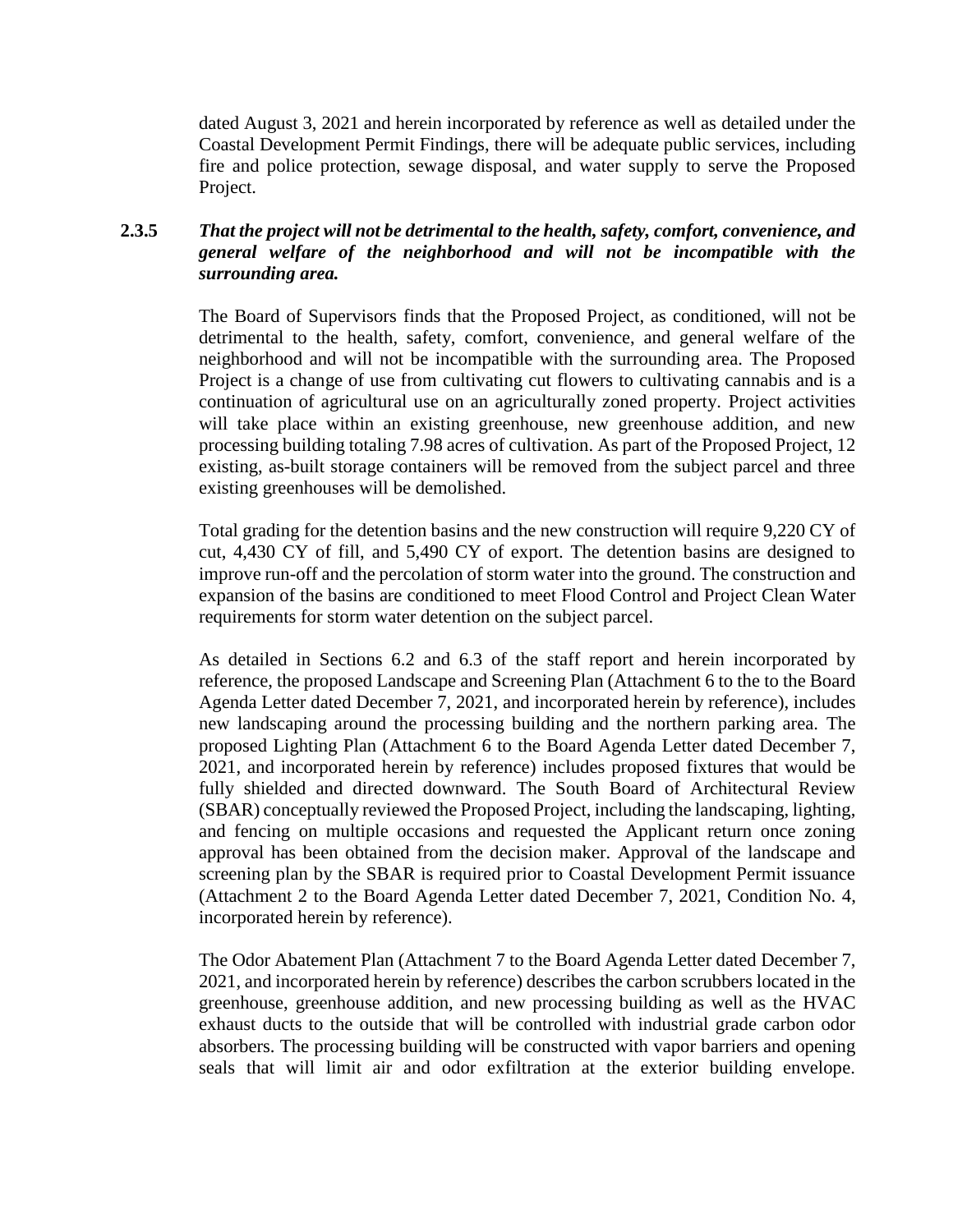dated August 3, 2021 and herein incorporated by reference as well as detailed under the Coastal Development Permit Findings, there will be adequate public services, including fire and police protection, sewage disposal, and water supply to serve the Proposed Project.

**2.3.5** ***That the project will not be detrimental to the health, safety, comfort, convenience, and general welfare of the neighborhood and will not be incompatible with the surrounding area.***

The Board of Supervisors finds that the Proposed Project, as conditioned, will not be detrimental to the health, safety, comfort, convenience, and general welfare of the neighborhood and will not be incompatible with the surrounding area. The Proposed Project is a change of use from cultivating cut flowers to cultivating cannabis and is a continuation of agricultural use on an agriculturally zoned property. Project activities will take place within an existing greenhouse, new greenhouse addition, and new processing building totaling 7.98 acres of cultivation. As part of the Proposed Project, 12 existing, as-built storage containers will be removed from the subject parcel and three existing greenhouses will be demolished.

Total grading for the detention basins and the new construction will require 9,220 CY of cut, 4,430 CY of fill, and 5,490 CY of export. The detention basins are designed to improve run-off and the percolation of storm water into the ground. The construction and expansion of the basins are conditioned to meet Flood Control and Project Clean Water requirements for storm water detention on the subject parcel.

As detailed in Sections 6.2 and 6.3 of the staff report and herein incorporated by reference, the proposed Landscape and Screening Plan (Attachment 6 to the to the Board Agenda Letter dated December 7, 2021, and incorporated herein by reference), includes new landscaping around the processing building and the northern parking area. The proposed Lighting Plan (Attachment 6 to the Board Agenda Letter dated December 7, 2021, and incorporated herein by reference) includes proposed fixtures that would be fully shielded and directed downward. The South Board of Architectural Review (SBAR) conceptually reviewed the Proposed Project, including the landscaping, lighting, and fencing on multiple occasions and requested the Applicant return once zoning approval has been obtained from the decision maker. Approval of the landscape and screening plan by the SBAR is required prior to Coastal Development Permit issuance (Attachment 2 to the Board Agenda Letter dated December 7, 2021, Condition No. 4, incorporated herein by reference).

The Odor Abatement Plan (Attachment 7 to the Board Agenda Letter dated December 7, 2021, and incorporated herein by reference) describes the carbon scrubbers located in the greenhouse, greenhouse addition, and new processing building as well as the HVAC exhaust ducts to the outside that will be controlled with industrial grade carbon odor absorbers. The processing building will be constructed with vapor barriers and opening seals that will limit air and odor exfiltration at the exterior building envelope.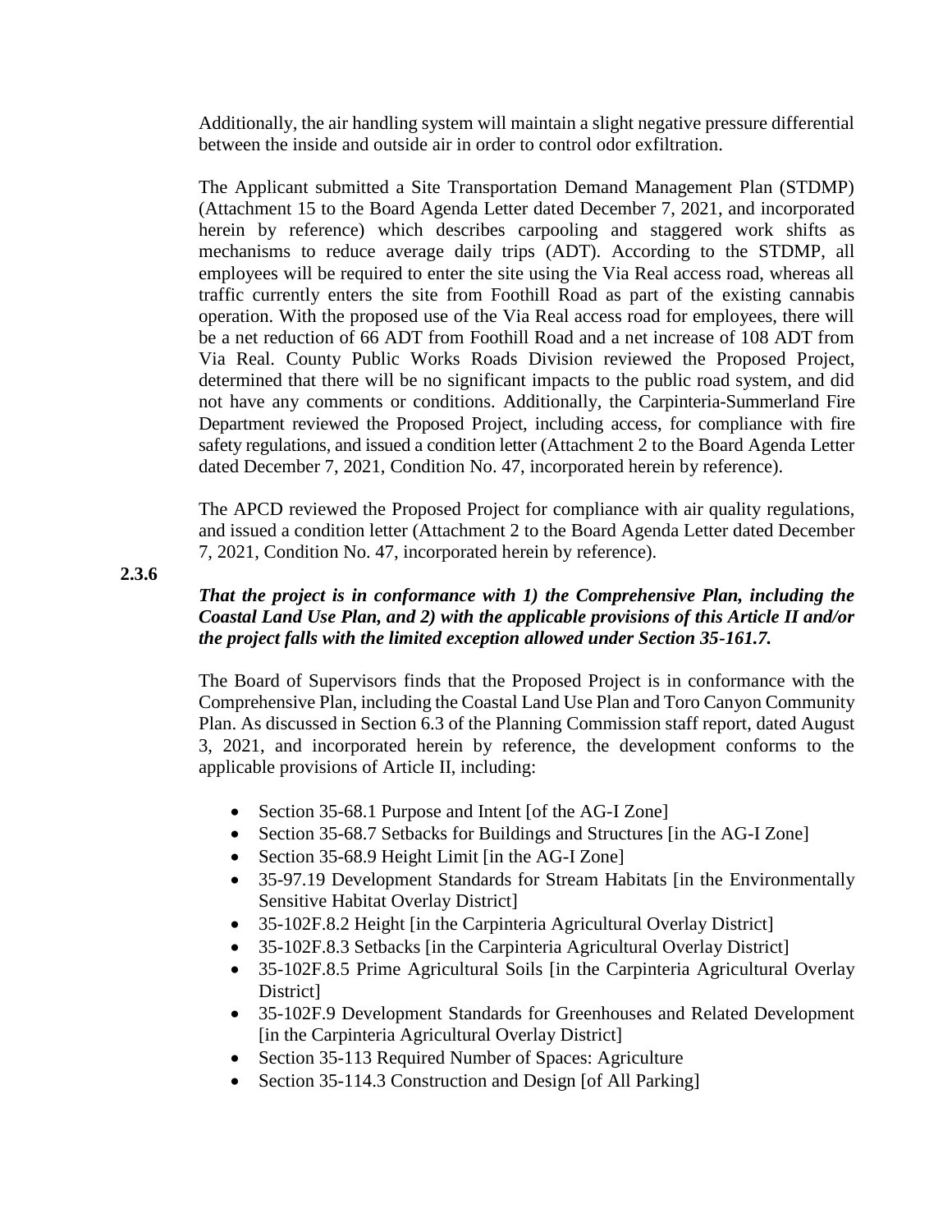Additionally, the air handling system will maintain a slight negative pressure differential between the inside and outside air in order to control odor exfiltration.

The Applicant submitted a Site Transportation Demand Management Plan (STDMP) (Attachment 15 to the Board Agenda Letter dated December 7, 2021, and incorporated herein by reference) which describes carpooling and staggered work shifts as mechanisms to reduce average daily trips (ADT). According to the STDMP, all employees will be required to enter the site using the Via Real access road, whereas all traffic currently enters the site from Foothill Road as part of the existing cannabis operation. With the proposed use of the Via Real access road for employees, there will be a net reduction of 66 ADT from Foothill Road and a net increase of 108 ADT from Via Real. County Public Works Roads Division reviewed the Proposed Project, determined that there will be no significant impacts to the public road system, and did not have any comments or conditions. Additionally, the Carpinteria-Summerland Fire Department reviewed the Proposed Project, including access, for compliance with fire safety regulations, and issued a condition letter (Attachment 2 to the Board Agenda Letter dated December 7, 2021, Condition No. 47, incorporated herein by reference).

The APCD reviewed the Proposed Project for compliance with air quality regulations, and issued a condition letter (Attachment 2 to the Board Agenda Letter dated December 7, 2021, Condition No. 47, incorporated herein by reference).

**2.3.6**

***That the project is in conformance with 1) the Comprehensive Plan, including the Coastal Land Use Plan, and 2) with the applicable provisions of this Article II and/or the project falls with the limited exception allowed under Section 35-161.7.***

The Board of Supervisors finds that the Proposed Project is in conformance with the Comprehensive Plan, including the Coastal Land Use Plan and Toro Canyon Community Plan. As discussed in Section 6.3 of the Planning Commission staff report, dated August 3, 2021, and incorporated herein by reference, the development conforms to the applicable provisions of Article II, including:

- Section 35-68.1 Purpose and Intent [of the AG-I Zone]
- Section 35-68.7 Setbacks for Buildings and Structures [in the AG-I Zone]
- Section 35-68.9 Height Limit [in the AG-I Zone]
- 35-97.19 Development Standards for Stream Habitats [in the Environmentally Sensitive Habitat Overlay District]
- 35-102F.8.2 Height [in the Carpinteria Agricultural Overlay District]
- 35-102F.8.3 Setbacks [in the Carpinteria Agricultural Overlay District]
- 35-102F.8.5 Prime Agricultural Soils [in the Carpinteria Agricultural Overlay District]
- 35-102F.9 Development Standards for Greenhouses and Related Development [in the Carpinteria Agricultural Overlay District]
- Section 35-113 Required Number of Spaces: Agriculture
- Section 35-114.3 Construction and Design [of All Parking]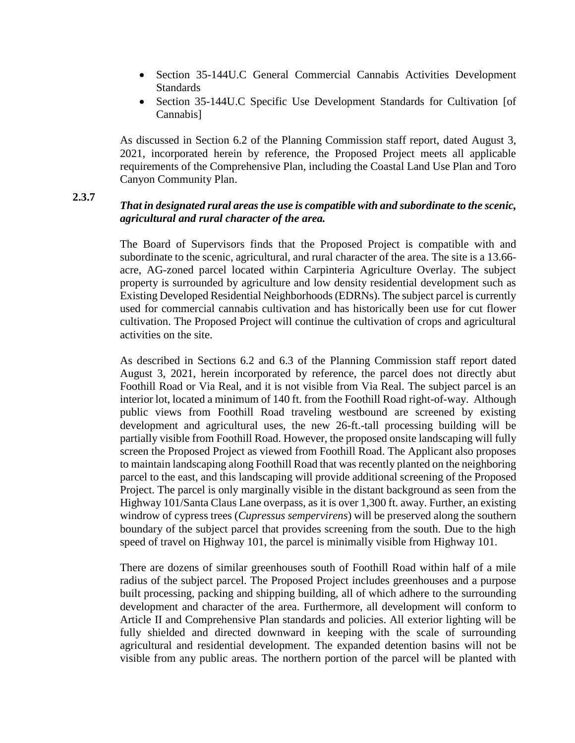- Section 35-144U.C General Commercial Cannabis Activities Development Standards
- Section 35-144U.C Specific Use Development Standards for Cultivation [of Cannabis]

As discussed in Section 6.2 of the Planning Commission staff report, dated August 3, 2021, incorporated herein by reference, the Proposed Project meets all applicable requirements of the Comprehensive Plan, including the Coastal Land Use Plan and Toro Canyon Community Plan.

**2.3.7**

***That in designated rural areas the use is compatible with and subordinate to the scenic, agricultural and rural character of the area.***

The Board of Supervisors finds that the Proposed Project is compatible with and subordinate to the scenic, agricultural, and rural character of the area. The site is a 13.66-acre, AG-zoned parcel located within Carpinteria Agriculture Overlay. The subject property is surrounded by agriculture and low density residential development such as Existing Developed Residential Neighborhoods (EDRNs). The subject parcel is currently used for commercial cannabis cultivation and has historically been use for cut flower cultivation. The Proposed Project will continue the cultivation of crops and agricultural activities on the site.

As described in Sections 6.2 and 6.3 of the Planning Commission staff report dated August 3, 2021, herein incorporated by reference, the parcel does not directly abut Foothill Road or Via Real, and it is not visible from Via Real. The subject parcel is an interior lot, located a minimum of 140 ft. from the Foothill Road right-of-way. Although public views from Foothill Road traveling westbound are screened by existing development and agricultural uses, the new 26-ft.-tall processing building will be partially visible from Foothill Road. However, the proposed onsite landscaping will fully screen the Proposed Project as viewed from Foothill Road. The Applicant also proposes to maintain landscaping along Foothill Road that was recently planted on the neighboring parcel to the east, and this landscaping will provide additional screening of the Proposed Project. The parcel is only marginally visible in the distant background as seen from the Highway 101/Santa Claus Lane overpass, as it is over 1,300 ft. away. Further, an existing windrow of cypress trees (*Cupressus sempervirens*) will be preserved along the southern boundary of the subject parcel that provides screening from the south. Due to the high speed of travel on Highway 101, the parcel is minimally visible from Highway 101.

There are dozens of similar greenhouses south of Foothill Road within half of a mile radius of the subject parcel. The Proposed Project includes greenhouses and a purpose built processing, packing and shipping building, all of which adhere to the surrounding development and character of the area. Furthermore, all development will conform to Article II and Comprehensive Plan standards and policies. All exterior lighting will be fully shielded and directed downward in keeping with the scale of surrounding agricultural and residential development. The expanded detention basins will not be visible from any public areas. The northern portion of the parcel will be planted with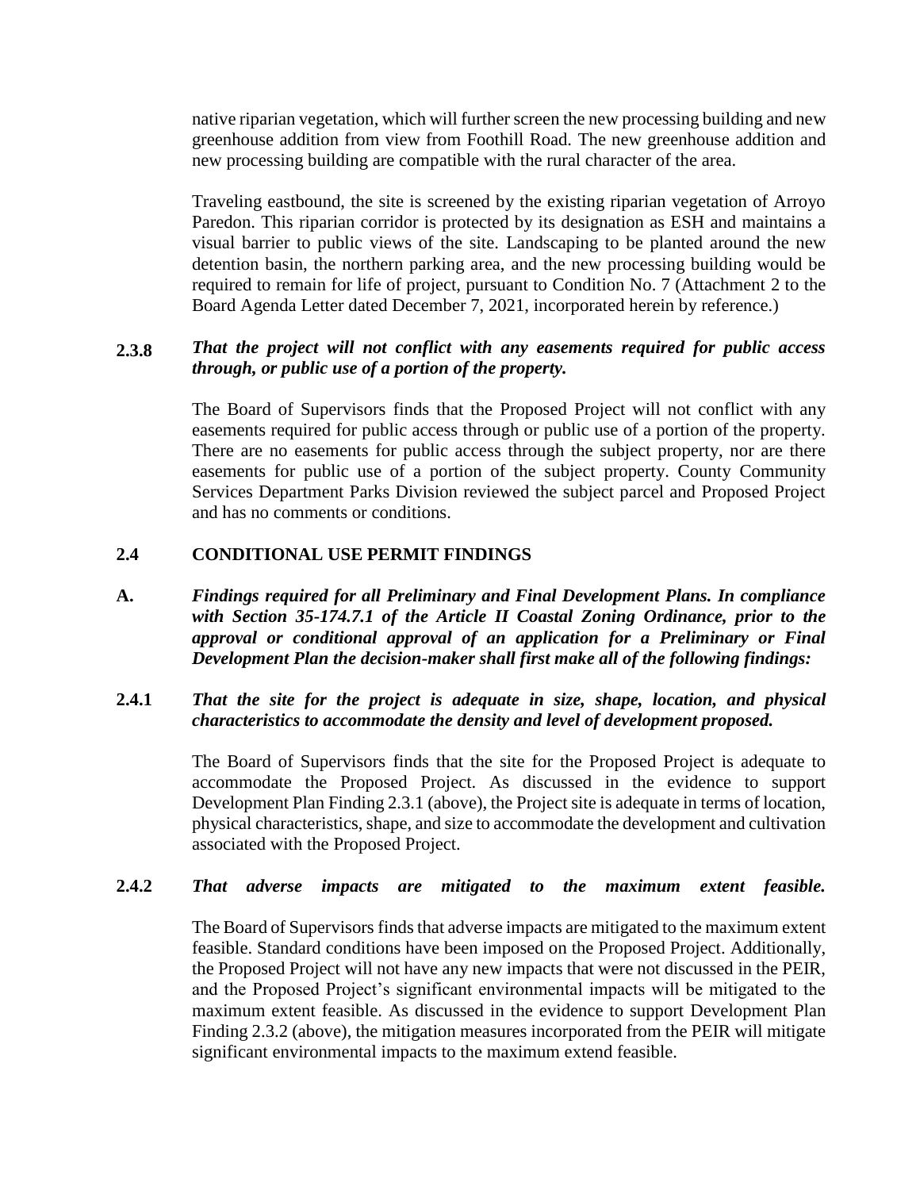native riparian vegetation, which will further screen the new processing building and new greenhouse addition from view from Foothill Road. The new greenhouse addition and new processing building are compatible with the rural character of the area.

Traveling eastbound, the site is screened by the existing riparian vegetation of Arroyo Paredon. This riparian corridor is protected by its designation as ESH and maintains a visual barrier to public views of the site. Landscaping to be planted around the new detention basin, the northern parking area, and the new processing building would be required to remain for life of project, pursuant to Condition No. 7 (Attachment 2 to the Board Agenda Letter dated December 7, 2021, incorporated herein by reference.)

**2.3.8** ***That the project will not conflict with any easements required for public access through, or public use of a portion of the property.***

The Board of Supervisors finds that the Proposed Project will not conflict with any easements required for public access through or public use of a portion of the property. There are no easements for public access through the subject property, nor are there easements for public use of a portion of the subject property. County Community Services Department Parks Division reviewed the subject parcel and Proposed Project and has no comments or conditions.

## 2.4 CONDITIONAL USE PERMIT FINDINGS

**A.** ***Findings required for all Preliminary and Final Development Plans. In compliance with Section 35-174.7.1 of the Article II Coastal Zoning Ordinance, prior to the approval or conditional approval of an application for a Preliminary or Final Development Plan the decision-maker shall first make all of the following findings:***

**2.4.1** ***That the site for the project is adequate in size, shape, location, and physical characteristics to accommodate the density and level of development proposed.***

The Board of Supervisors finds that the site for the Proposed Project is adequate to accommodate the Proposed Project. As discussed in the evidence to support Development Plan Finding 2.3.1 (above), the Project site is adequate in terms of location, physical characteristics, shape, and size to accommodate the development and cultivation associated with the Proposed Project.

**2.4.2** ***That adverse impacts are mitigated to the maximum extent feasible.***

The Board of Supervisors finds that adverse impacts are mitigated to the maximum extent feasible. Standard conditions have been imposed on the Proposed Project. Additionally, the Proposed Project will not have any new impacts that were not discussed in the PEIR, and the Proposed Project's significant environmental impacts will be mitigated to the maximum extent feasible. As discussed in the evidence to support Development Plan Finding 2.3.2 (above), the mitigation measures incorporated from the PEIR will mitigate significant environmental impacts to the maximum extend feasible.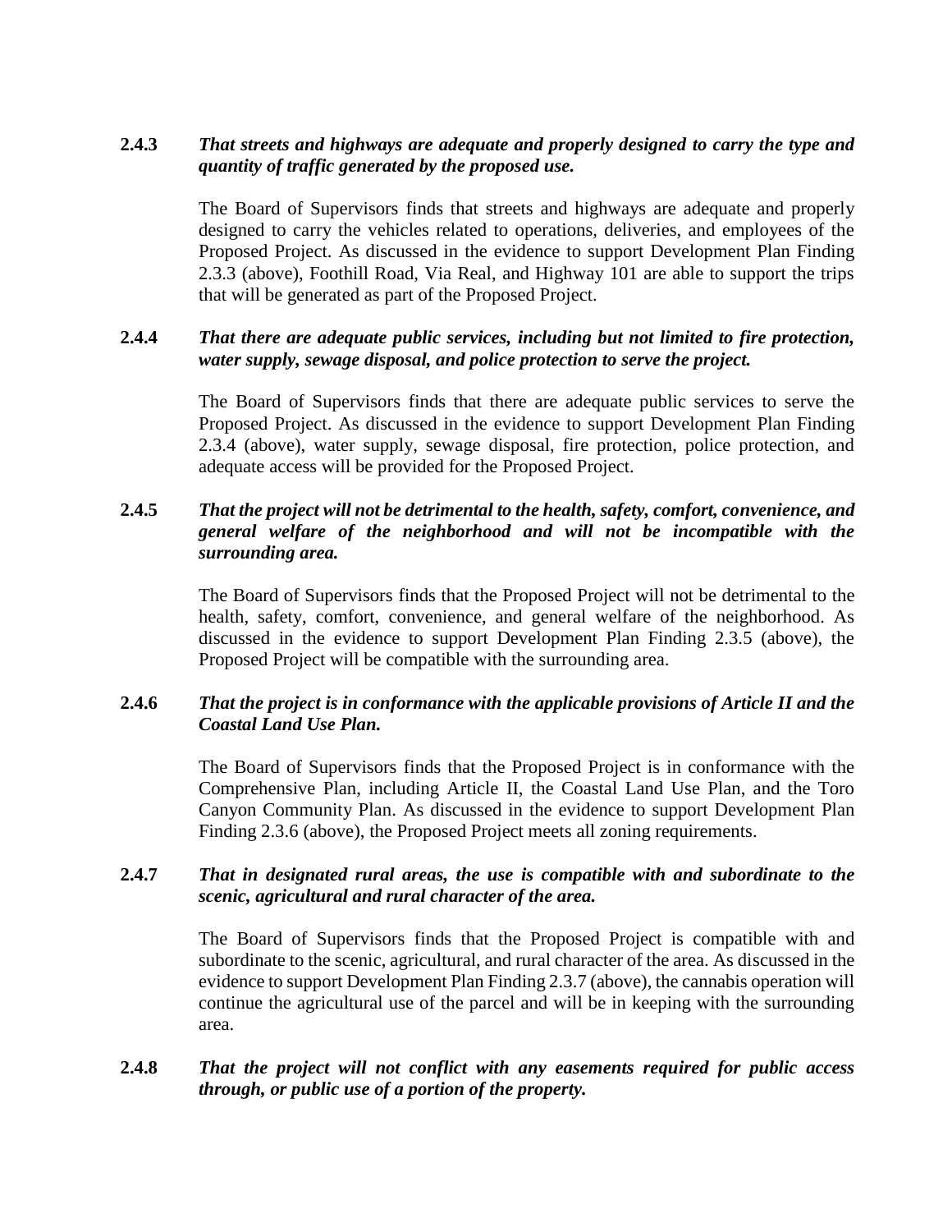**2.4.3** ***That streets and highways are adequate and properly designed to carry the type and quantity of traffic generated by the proposed use.***

The Board of Supervisors finds that streets and highways are adequate and properly designed to carry the vehicles related to operations, deliveries, and employees of the Proposed Project. As discussed in the evidence to support Development Plan Finding 2.3.3 (above), Foothill Road, Via Real, and Highway 101 are able to support the trips that will be generated as part of the Proposed Project.

**2.4.4** ***That there are adequate public services, including but not limited to fire protection, water supply, sewage disposal, and police protection to serve the project.***

The Board of Supervisors finds that there are adequate public services to serve the Proposed Project. As discussed in the evidence to support Development Plan Finding 2.3.4 (above), water supply, sewage disposal, fire protection, police protection, and adequate access will be provided for the Proposed Project.

**2.4.5** ***That the project will not be detrimental to the health, safety, comfort, convenience, and general welfare of the neighborhood and will not be incompatible with the surrounding area.***

The Board of Supervisors finds that the Proposed Project will not be detrimental to the health, safety, comfort, convenience, and general welfare of the neighborhood. As discussed in the evidence to support Development Plan Finding 2.3.5 (above), the Proposed Project will be compatible with the surrounding area.

**2.4.6** ***That the project is in conformance with the applicable provisions of Article II and the Coastal Land Use Plan.***

The Board of Supervisors finds that the Proposed Project is in conformance with the Comprehensive Plan, including Article II, the Coastal Land Use Plan, and the Toro Canyon Community Plan. As discussed in the evidence to support Development Plan Finding 2.3.6 (above), the Proposed Project meets all zoning requirements.

**2.4.7** ***That in designated rural areas, the use is compatible with and subordinate to the scenic, agricultural and rural character of the area.***

The Board of Supervisors finds that the Proposed Project is compatible with and subordinate to the scenic, agricultural, and rural character of the area. As discussed in the evidence to support Development Plan Finding 2.3.7 (above), the cannabis operation will continue the agricultural use of the parcel and will be in keeping with the surrounding area.

**2.4.8** ***That the project will not conflict with any easements required for public access through, or public use of a portion of the property.***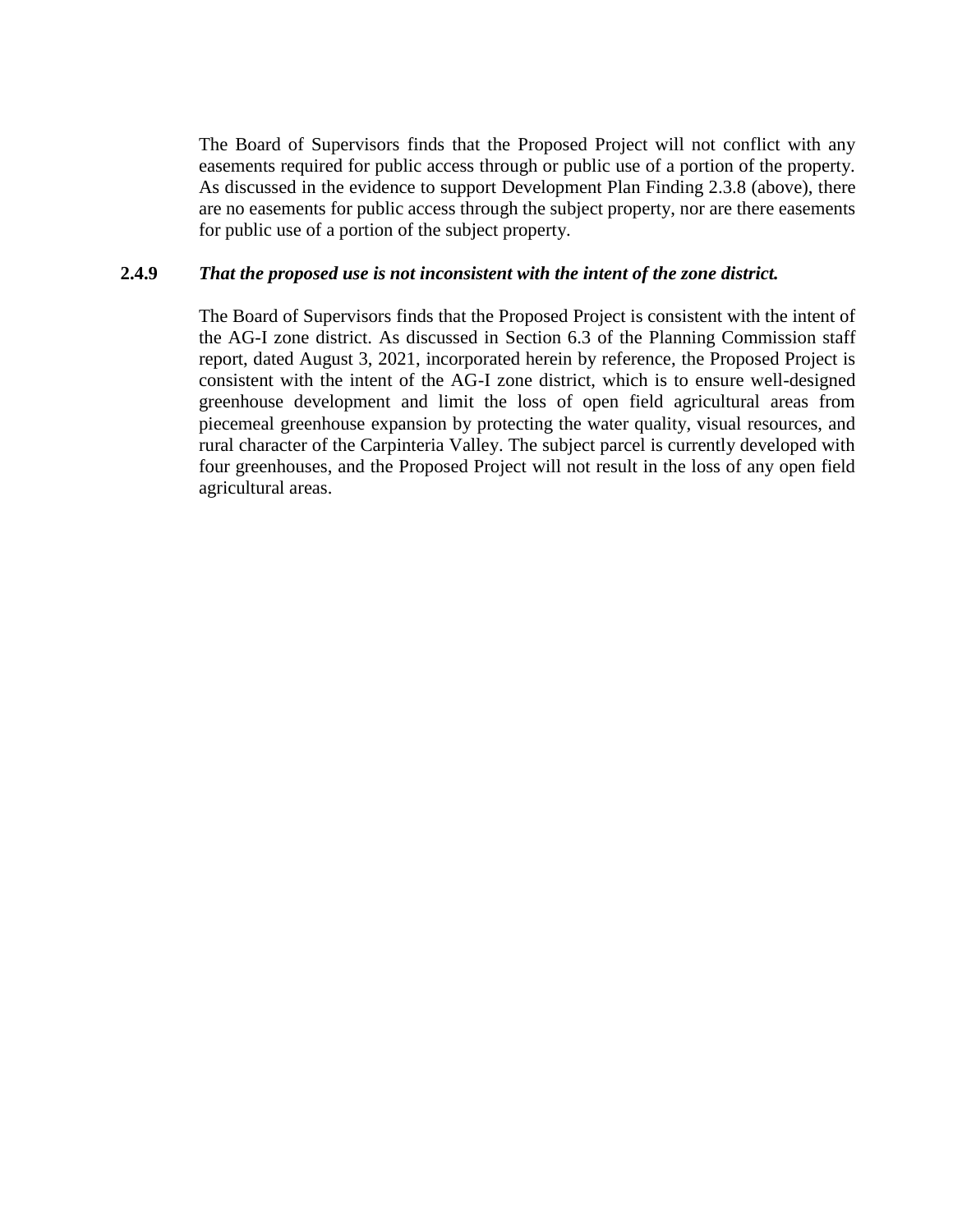The Board of Supervisors finds that the Proposed Project will not conflict with any easements required for public access through or public use of a portion of the property. As discussed in the evidence to support Development Plan Finding 2.3.8 (above), there are no easements for public access through the subject property, nor are there easements for public use of a portion of the subject property.

**2.4.9** ***That the proposed use is not inconsistent with the intent of the zone district.***

The Board of Supervisors finds that the Proposed Project is consistent with the intent of the AG-I zone district. As discussed in Section 6.3 of the Planning Commission staff report, dated August 3, 2021, incorporated herein by reference, the Proposed Project is consistent with the intent of the AG-I zone district, which is to ensure well-designed greenhouse development and limit the loss of open field agricultural areas from piecemeal greenhouse expansion by protecting the water quality, visual resources, and rural character of the Carpinteria Valley. The subject parcel is currently developed with four greenhouses, and the Proposed Project will not result in the loss of any open field agricultural areas.